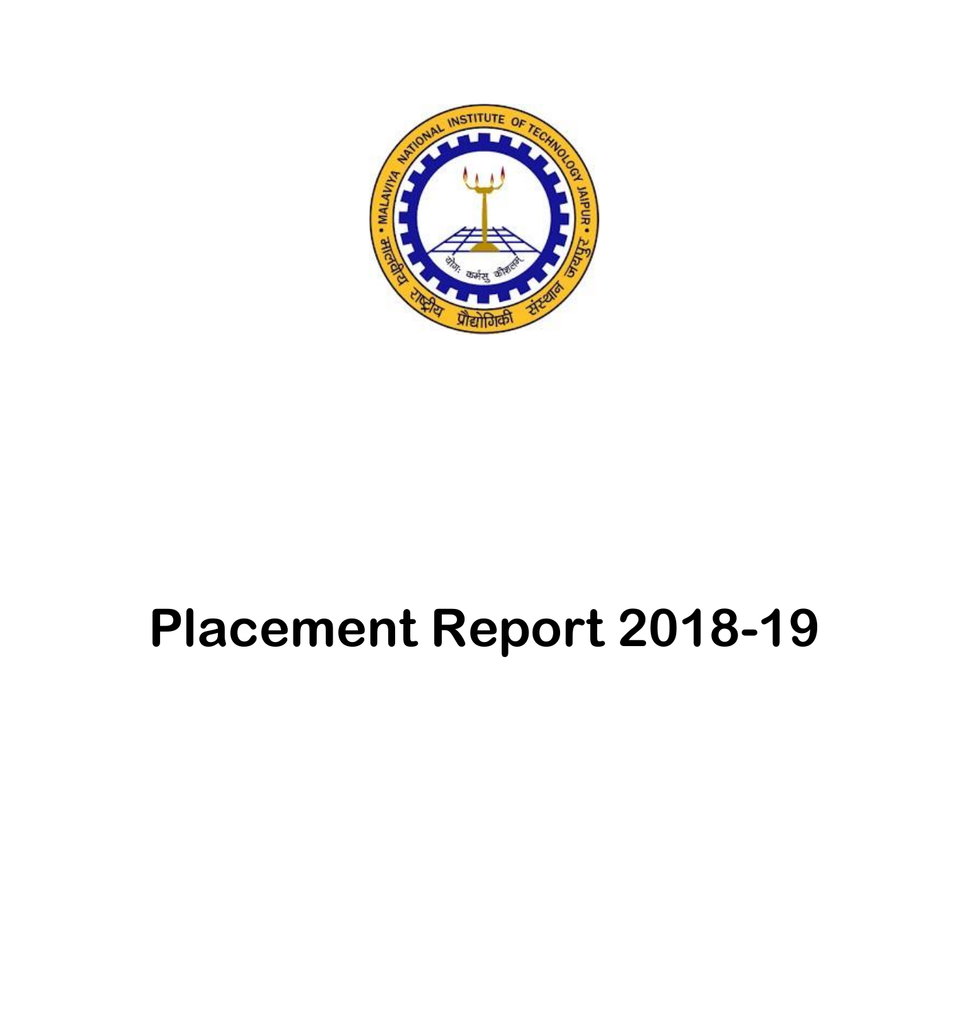# Placement Report 2018-19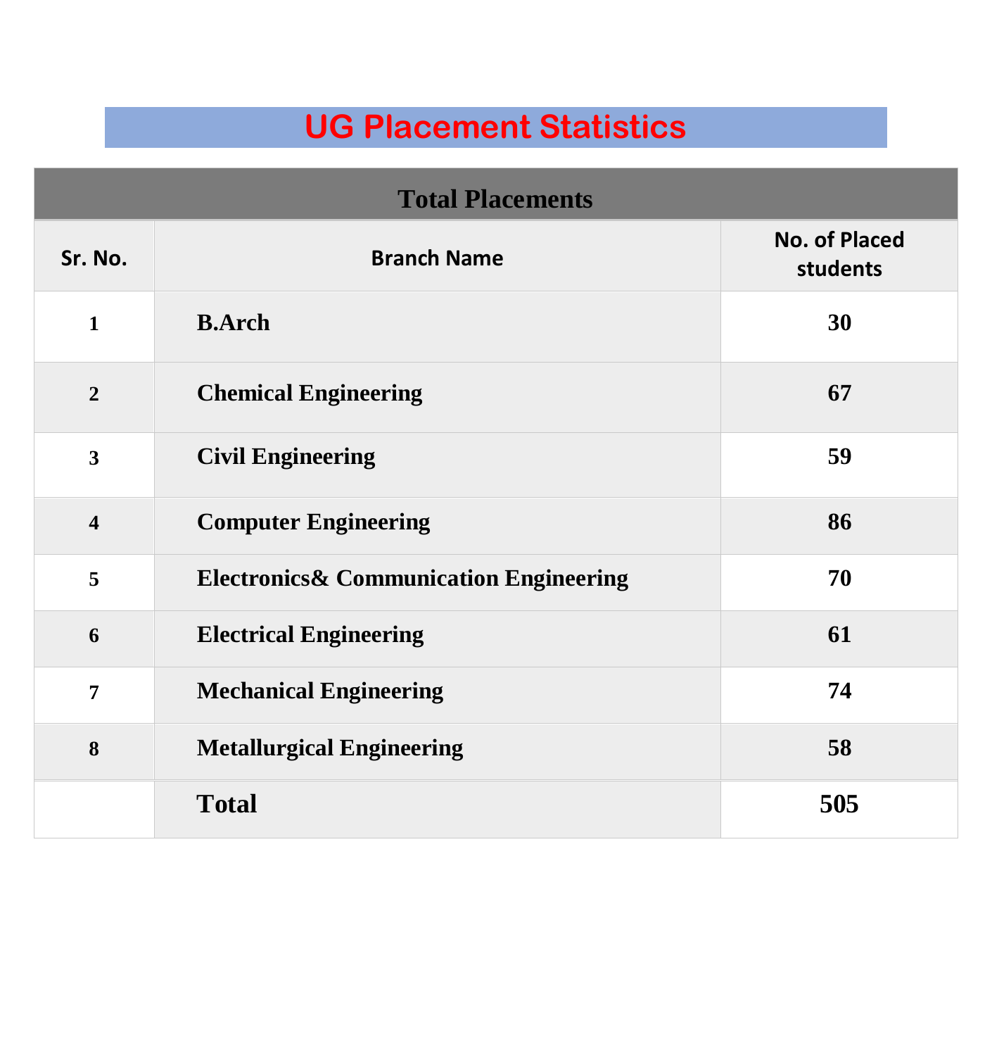# UG Placement Statistics

| Total Placements | | |
|---|---|---|
| **Sr. No.** | **Branch Name** | **No. of Placed students** |
| **1** | **B.Arch** | **30** |
| **2** | **Chemical Engineering** | **67** |
| **3** | **Civil Engineering** | **59** |
| **4** | **Computer Engineering** | **86** |
| **5** | **Electronics& Communication Engineering** | **70** |
| **6** | **Electrical Engineering** | **61** |
| **7** | **Mechanical Engineering** | **74** |
| **8** | **Metallurgical Engineering** | **58** |
| | **Total** | **505** |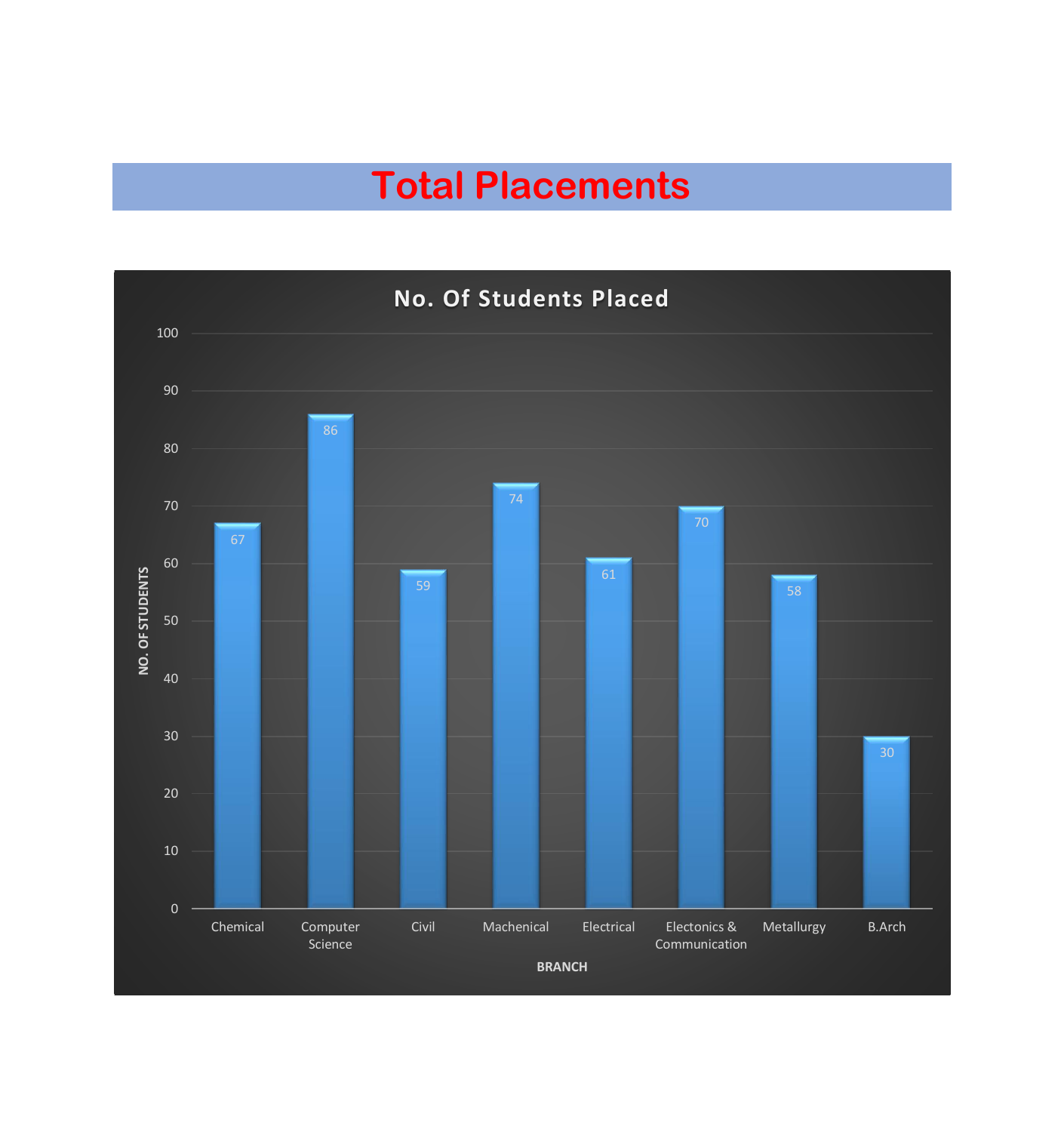# Total Placements

**No. Of Students Placed**

| BRANCH | NO. OF STUDENTS |
|---|---|
| Chemical | 67 |
| Computer Science | 86 |
| Civil | 59 |
| Machenical | 74 |
| Electrical | 61 |
| Electonics & Communication | 70 |
| Metallurgy | 58 |
| B.Arch | 30 |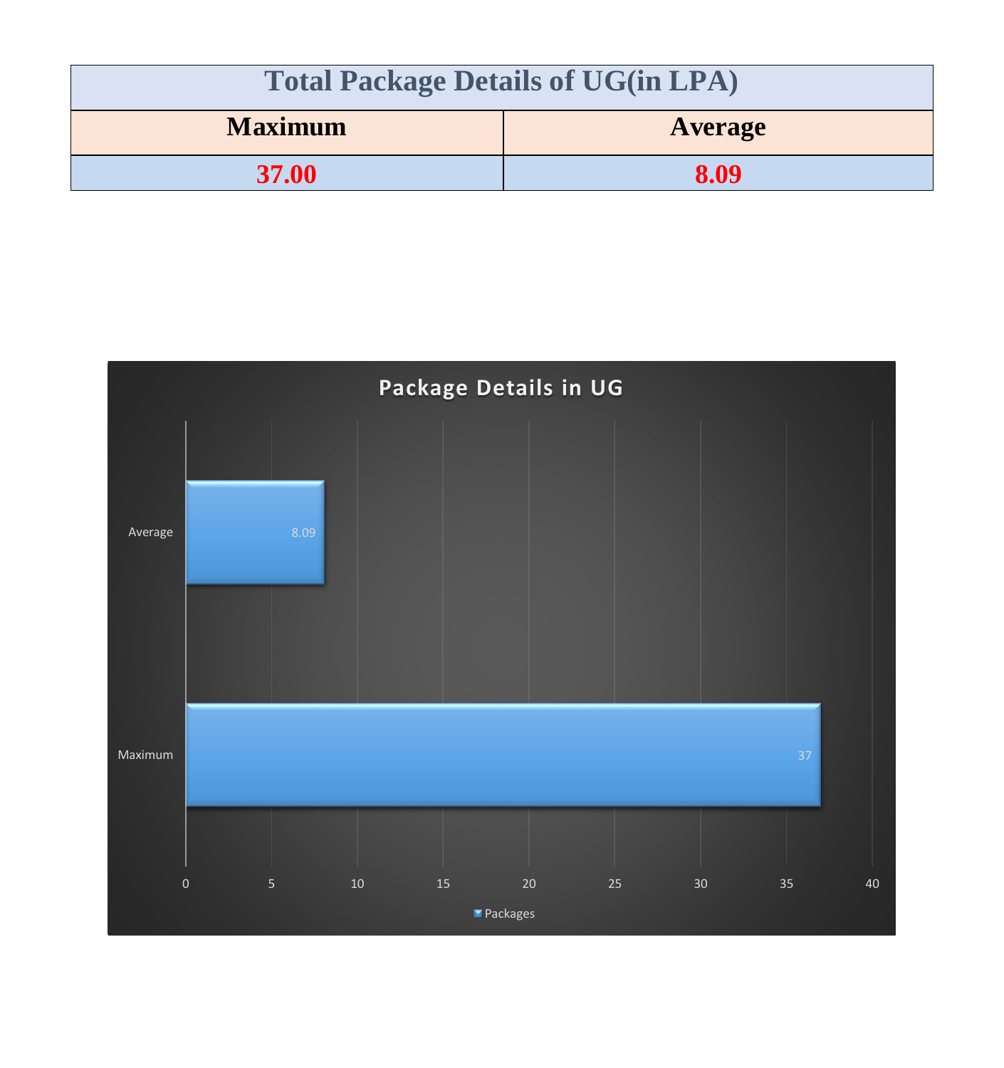| Total Package Details of UG(in LPA) | |
|---|---|
| **Maximum** | **Average** |
| **37.00** | **8.09** |

**Package Details in UG**

| | Packages |
|---|---|
| Average | 8.09 |
| Maximum | 37 |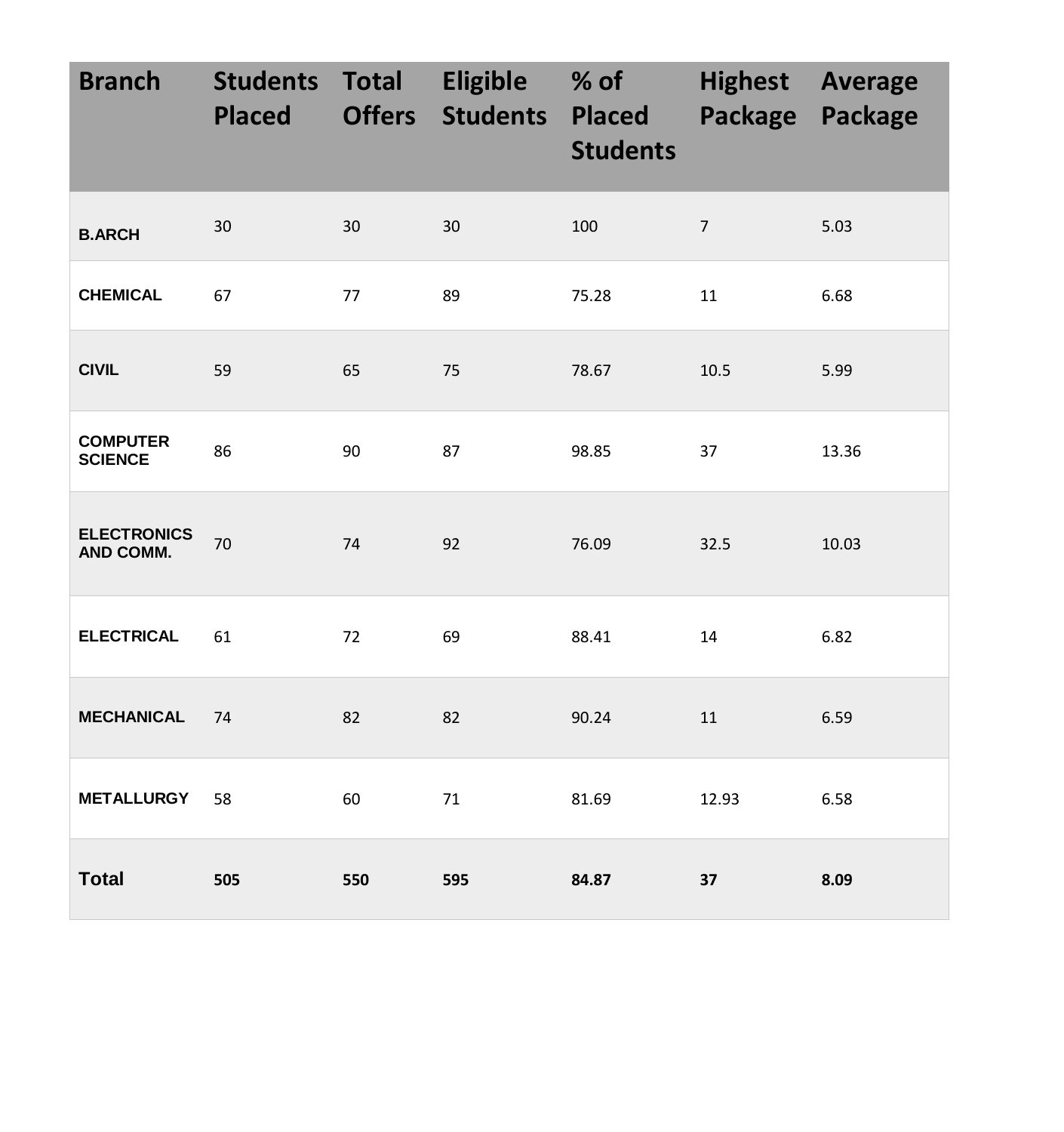| Branch | Students Placed | Total Offers | Eligible Students | % of Placed Students | Highest Package | Average Package |
|---|---|---|---|---|---|---|
| **B.ARCH** | 30 | 30 | 30 | 100 | 7 | 5.03 |
| **CHEMICAL** | 67 | 77 | 89 | 75.28 | 11 | 6.68 |
| **CIVIL** | 59 | 65 | 75 | 78.67 | 10.5 | 5.99 |
| **COMPUTER SCIENCE** | 86 | 90 | 87 | 98.85 | 37 | 13.36 |
| **ELECTRONICS AND COMM.** | 70 | 74 | 92 | 76.09 | 32.5 | 10.03 |
| **ELECTRICAL** | 61 | 72 | 69 | 88.41 | 14 | 6.82 |
| **MECHANICAL** | 74 | 82 | 82 | 90.24 | 11 | 6.59 |
| **METALLURGY** | 58 | 60 | 71 | 81.69 | 12.93 | 6.58 |
| **Total** | **505** | **550** | **595** | **84.87** | **37** | **8.09** |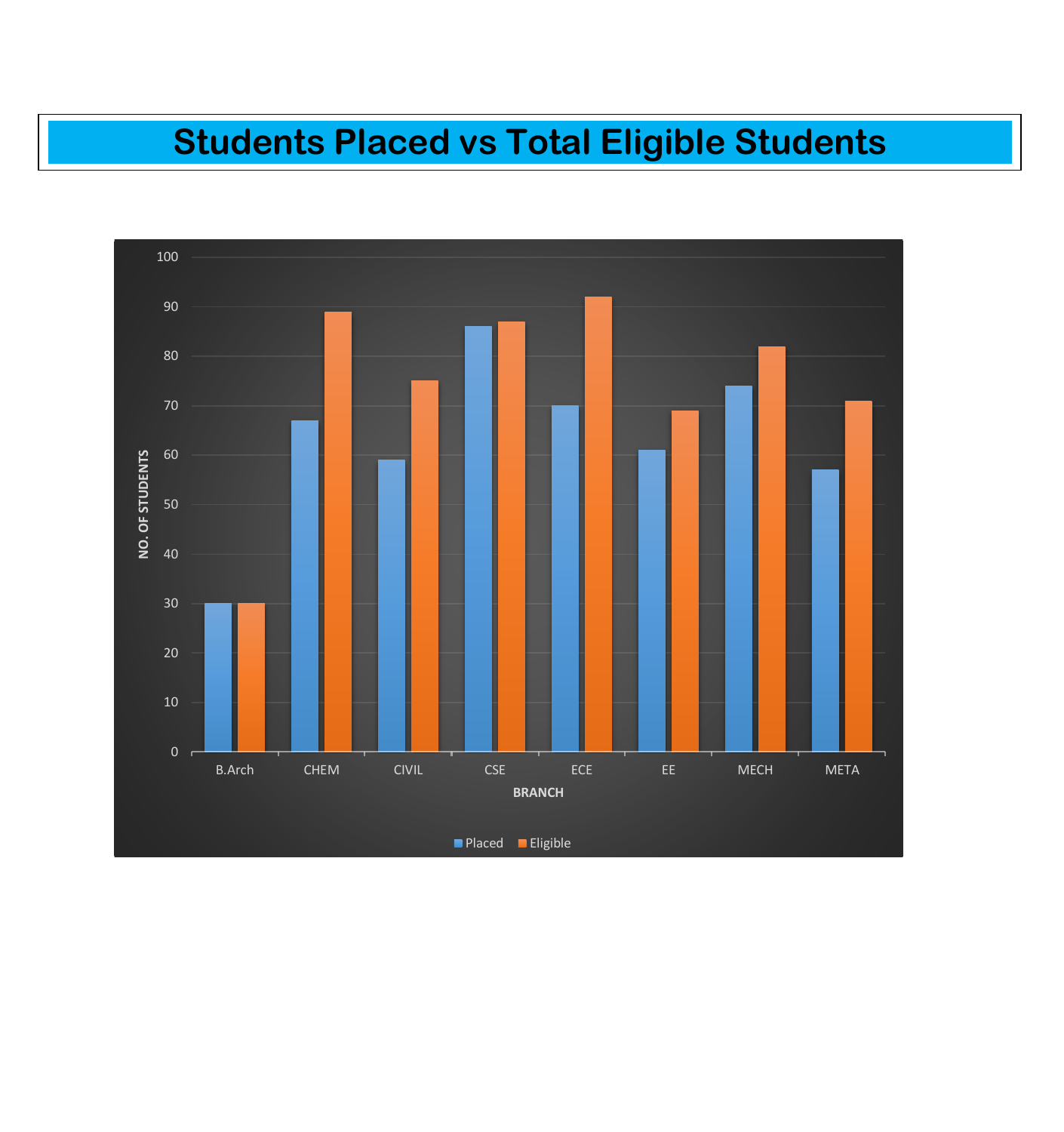# Students Placed vs Total Eligible Students

| BRANCH | Placed | Eligible |
|---|---|---|
| B.Arch | 30 | 30 |
| CHEM | 67 | 89 |
| CIVIL | 59 | 75 |
| CSE | 86 | 87 |
| ECE | 70 | 92 |
| EE | 61 | 69 |
| MECH | 74 | 82 |
| META | 57 | 71 |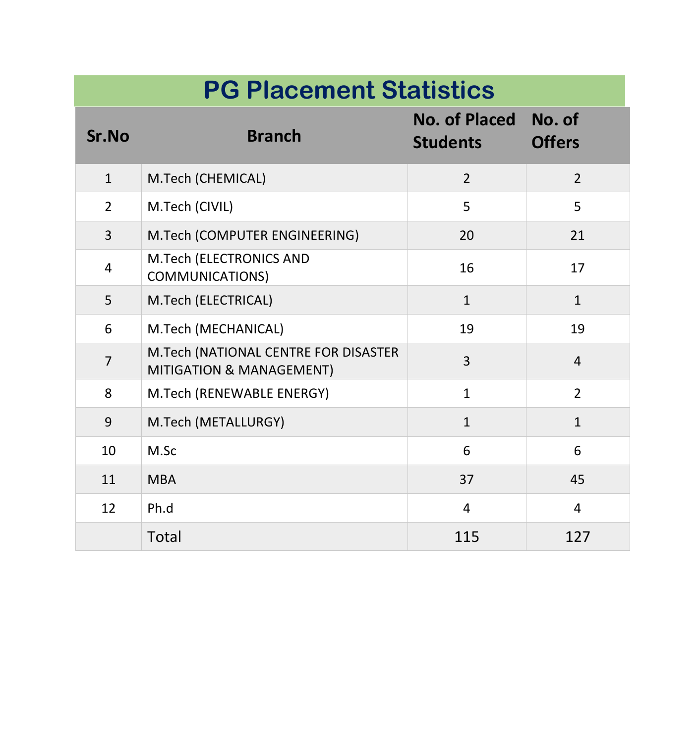# PG Placement Statistics

| Sr.No | Branch | No. of Placed Students | No. of Offers |
|---|---|---|---|
| 1 | M.Tech (CHEMICAL) | 2 | 2 |
| 2 | M.Tech (CIVIL) | 5 | 5 |
| 3 | M.Tech (COMPUTER ENGINEERING) | 20 | 21 |
| 4 | M.Tech (ELECTRONICS AND COMMUNICATIONS) | 16 | 17 |
| 5 | M.Tech (ELECTRICAL) | 1 | 1 |
| 6 | M.Tech (MECHANICAL) | 19 | 19 |
| 7 | M.Tech (NATIONAL CENTRE FOR DISASTER MITIGATION & MANAGEMENT) | 3 | 4 |
| 8 | M.Tech (RENEWABLE ENERGY) | 1 | 2 |
| 9 | M.Tech (METALLURGY) | 1 | 1 |
| 10 | M.Sc | 6 | 6 |
| 11 | MBA | 37 | 45 |
| 12 | Ph.d | 4 | 4 |
| | Total | 115 | 127 |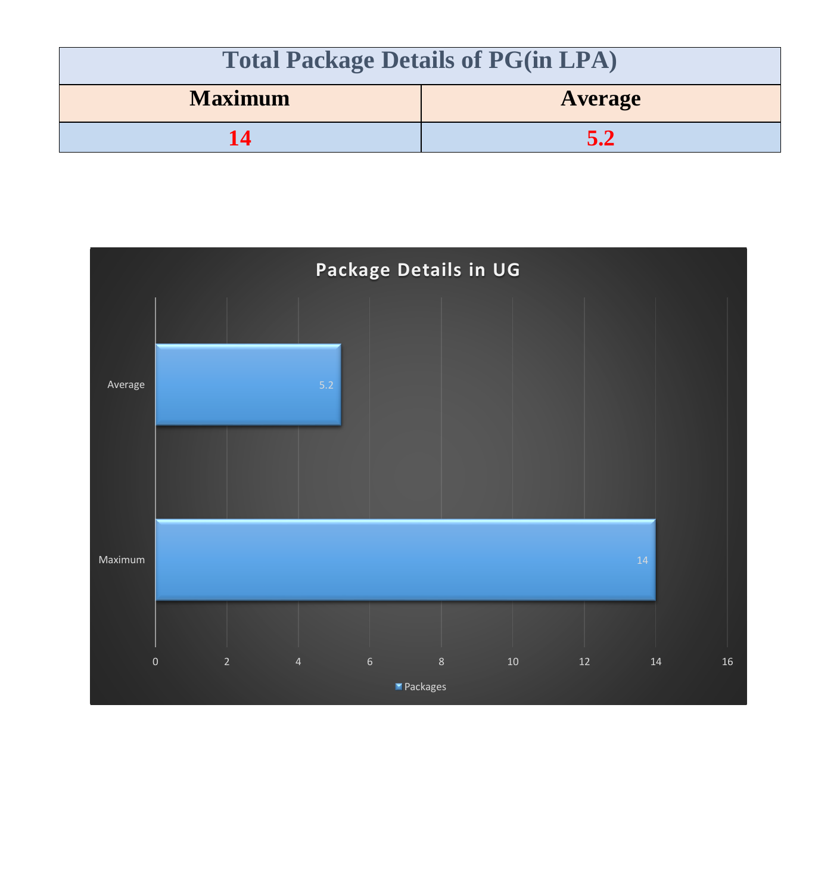| Total Package Details of PG(in LPA) | |
|---|---|
| **Maximum** | **Average** |
| **14** | **5.2** |

**Package Details in UG**

| | Packages |
|---|---|
| Average | 5.2 |
| Maximum | 14 |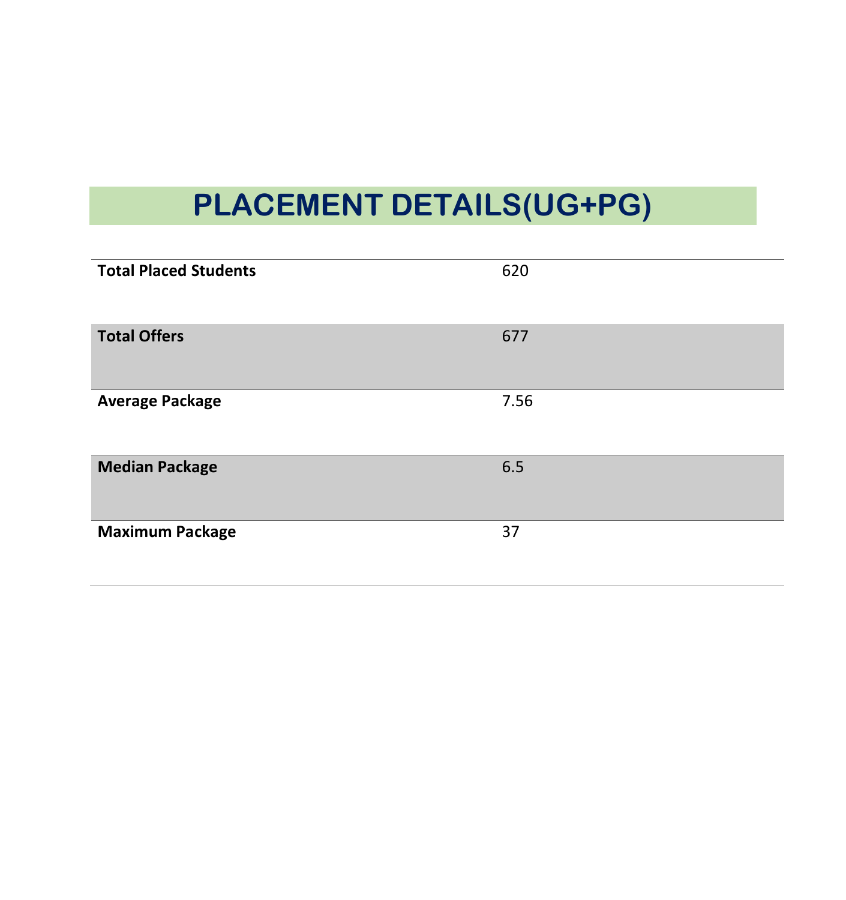# PLACEMENT DETAILS(UG+PG)

| | |
|---|---|
| **Total Placed Students** | 620 |
| **Total Offers** | 677 |
| **Average Package** | 7.56 |
| **Median Package** | 6.5 |
| **Maximum Package** | 37 |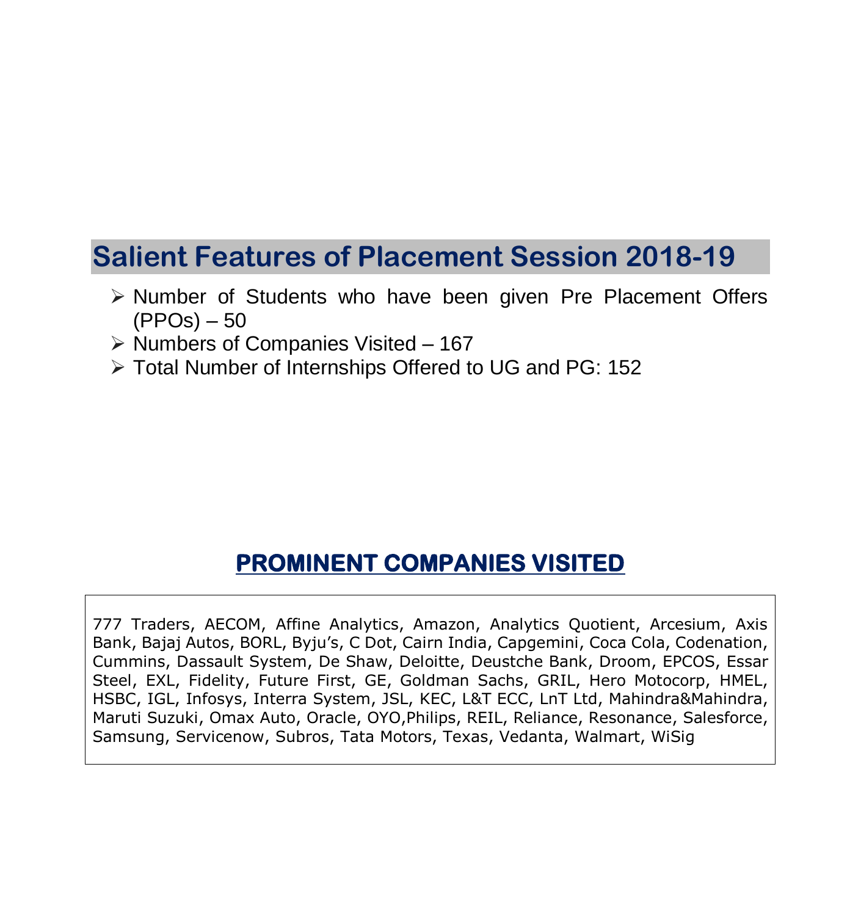## Salient Features of Placement Session 2018-19

- Number of Students who have been given Pre Placement Offers (PPOs) – 50
- Numbers of Companies Visited – 167
- Total Number of Internships Offered to UG and PG: 152

## PROMINENT COMPANIES VISITED

777 Traders, AECOM, Affine Analytics, Amazon, Analytics Quotient, Arcesium, Axis Bank, Bajaj Autos, BORL, Byju's, C Dot, Cairn India, Capgemini, Coca Cola, Codenation, Cummins, Dassault System, De Shaw, Deloitte, Deustche Bank, Droom, EPCOS, Essar Steel, EXL, Fidelity, Future First, GE, Goldman Sachs, GRIL, Hero Motocorp, HMEL, HSBC, IGL, Infosys, Interra System, JSL, KEC, L&T ECC, LnT Ltd, Mahindra&Mahindra, Maruti Suzuki, Omax Auto, Oracle, OYO,Philips, REIL, Reliance, Resonance, Salesforce, Samsung, Servicenow, Subros, Tata Motors, Texas, Vedanta, Walmart, WiSig